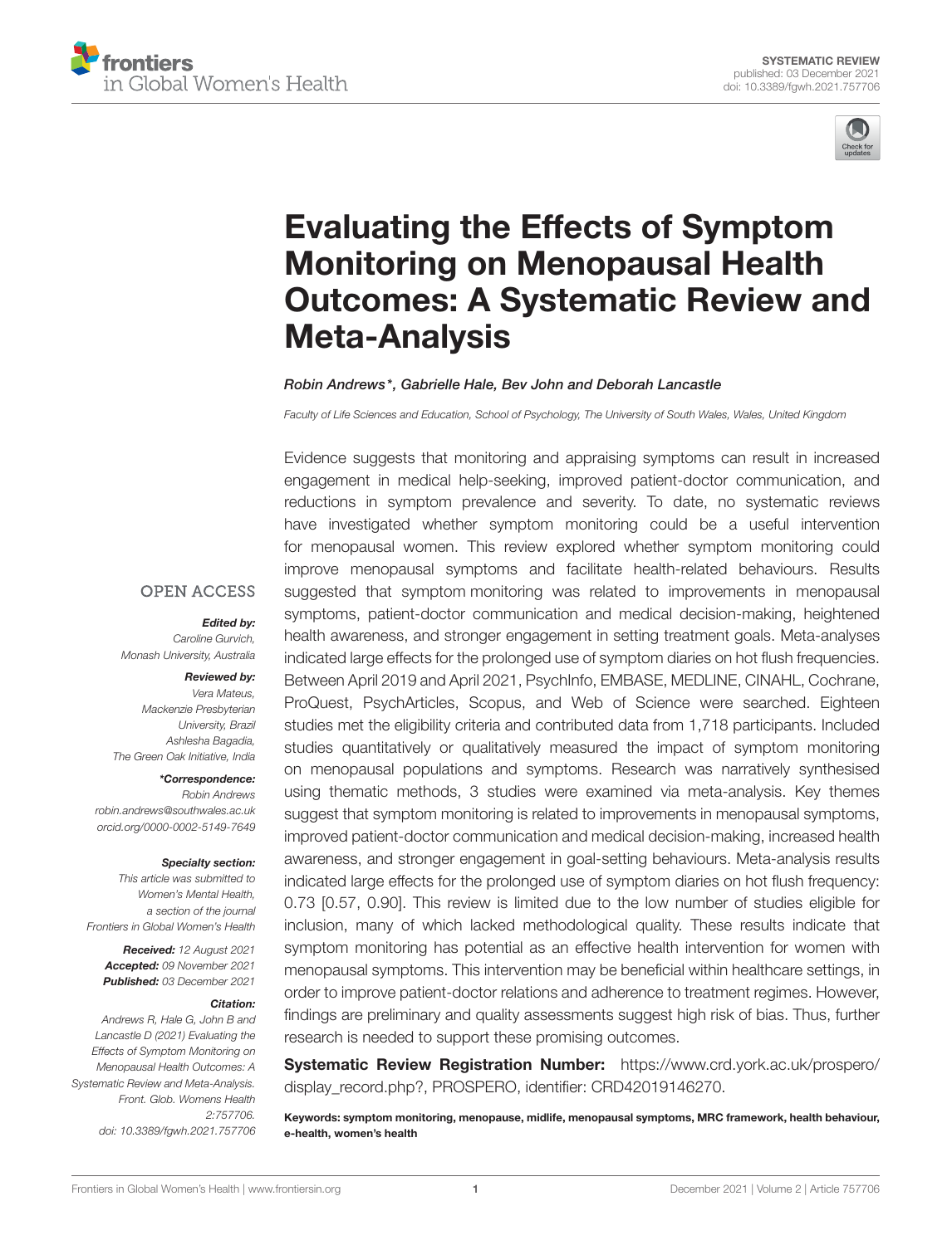SYSTEMATIC REVIEW
published: 03 December 2021
doi: 10.3389/fgwh.2021.757706

# Evaluating the Effects of Symptom Monitoring on Menopausal Health Outcomes: A Systematic Review and Meta-Analysis

*Robin Andrews\*, Gabrielle Hale, Bev John and Deborah Lancastle*

*Faculty of Life Sciences and Education, School of Psychology, The University of South Wales, Wales, United Kingdom*

OPEN ACCESS

***Edited by:***
*Caroline Gurvich,*
*Monash University, Australia*

***Reviewed by:***
*Vera Mateus,*
*Mackenzie Presbyterian University, Brazil*
*Ashlesha Bagadia,*
*The Green Oak Initiative, India*

***\*Correspondence:***
*Robin Andrews*
*robin.andrews@southwales.ac.uk*
*orcid.org/0000-0002-5149-7649*

***Specialty section:***
*This article was submitted to Women's Mental Health, a section of the journal Frontiers in Global Women's Health*

***Received:*** *12 August 2021*
***Accepted:*** *09 November 2021*
***Published:*** *03 December 2021*

***Citation:***
*Andrews R, Hale G, John B and Lancastle D (2021) Evaluating the Effects of Symptom Monitoring on Menopausal Health Outcomes: A Systematic Review and Meta-Analysis. Front. Glob. Womens Health 2:757706. doi: 10.3389/fgwh.2021.757706*

Evidence suggests that monitoring and appraising symptoms can result in increased engagement in medical help-seeking, improved patient-doctor communication, and reductions in symptom prevalence and severity. To date, no systematic reviews have investigated whether symptom monitoring could be a useful intervention for menopausal women. This review explored whether symptom monitoring could improve menopausal symptoms and facilitate health-related behaviours. Results suggested that symptom monitoring was related to improvements in menopausal symptoms, patient-doctor communication and medical decision-making, heightened health awareness, and stronger engagement in setting treatment goals. Meta-analyses indicated large effects for the prolonged use of symptom diaries on hot flush frequencies. Between April 2019 and April 2021, PsychInfo, EMBASE, MEDLINE, CINAHL, Cochrane, ProQuest, PsychArticles, Scopus, and Web of Science were searched. Eighteen studies met the eligibility criteria and contributed data from 1,718 participants. Included studies quantitatively or qualitatively measured the impact of symptom monitoring on menopausal populations and symptoms. Research was narratively synthesised using thematic methods, 3 studies were examined via meta-analysis. Key themes suggest that symptom monitoring is related to improvements in menopausal symptoms, improved patient-doctor communication and medical decision-making, increased health awareness, and stronger engagement in goal-setting behaviours. Meta-analysis results indicated large effects for the prolonged use of symptom diaries on hot flush frequency: 0.73 [0.57, 0.90]. This review is limited due to the low number of studies eligible for inclusion, many of which lacked methodological quality. These results indicate that symptom monitoring has potential as an effective health intervention for women with menopausal symptoms. This intervention may be beneficial within healthcare settings, in order to improve patient-doctor relations and adherence to treatment regimes. However, findings are preliminary and quality assessments suggest high risk of bias. Thus, further research is needed to support these promising outcomes.

**Systematic Review Registration Number:** https://www.crd.york.ac.uk/prospero/display_record.php?, PROSPERO, identifier: CRD42019146270.

**Keywords: symptom monitoring, menopause, midlife, menopausal symptoms, MRC framework, health behaviour, e-health, women's health**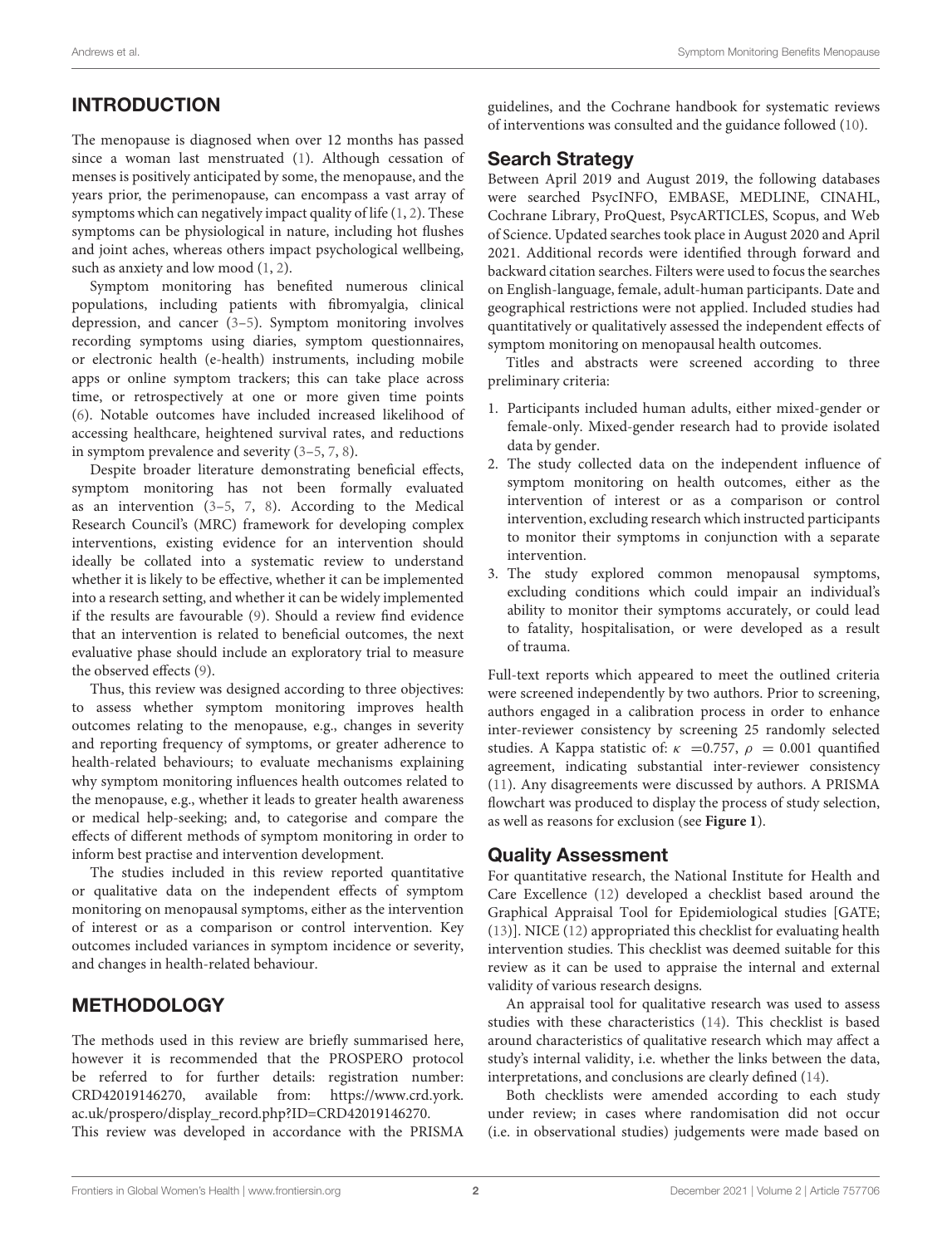## INTRODUCTION

The menopause is diagnosed when over 12 months has passed since a woman last menstruated (1). Although cessation of menses is positively anticipated by some, the menopause, and the years prior, the perimenopause, can encompass a vast array of symptoms which can negatively impact quality of life (1, 2). These symptoms can be physiological in nature, including hot flushes and joint aches, whereas others impact psychological wellbeing, such as anxiety and low mood (1, 2).

Symptom monitoring has benefited numerous clinical populations, including patients with fibromyalgia, clinical depression, and cancer (3–5). Symptom monitoring involves recording symptoms using diaries, symptom questionnaires, or electronic health (e-health) instruments, including mobile apps or online symptom trackers; this can take place across time, or retrospectively at one or more given time points (6). Notable outcomes have included increased likelihood of accessing healthcare, heightened survival rates, and reductions in symptom prevalence and severity (3–5, 7, 8).

Despite broader literature demonstrating beneficial effects, symptom monitoring has not been formally evaluated as an intervention (3–5, 7, 8). According to the Medical Research Council's (MRC) framework for developing complex interventions, existing evidence for an intervention should ideally be collated into a systematic review to understand whether it is likely to be effective, whether it can be implemented into a research setting, and whether it can be widely implemented if the results are favourable (9). Should a review find evidence that an intervention is related to beneficial outcomes, the next evaluative phase should include an exploratory trial to measure the observed effects (9).

Thus, this review was designed according to three objectives: to assess whether symptom monitoring improves health outcomes relating to the menopause, e.g., changes in severity and reporting frequency of symptoms, or greater adherence to health-related behaviours; to evaluate mechanisms explaining why symptom monitoring influences health outcomes related to the menopause, e.g., whether it leads to greater health awareness or medical help-seeking; and, to categorise and compare the effects of different methods of symptom monitoring in order to inform best practise and intervention development.

The studies included in this review reported quantitative or qualitative data on the independent effects of symptom monitoring on menopausal symptoms, either as the intervention of interest or as a comparison or control intervention. Key outcomes included variances in symptom incidence or severity, and changes in health-related behaviour.

## METHODOLOGY

The methods used in this review are briefly summarised here, however it is recommended that the PROSPERO protocol be referred to for further details: registration number: CRD42019146270, available from: https://www.crd.york.ac.uk/prospero/display_record.php?ID=CRD42019146270.

This review was developed in accordance with the PRISMA guidelines, and the Cochrane handbook for systematic reviews of interventions was consulted and the guidance followed (10).

### Search Strategy

Between April 2019 and August 2019, the following databases were searched PsycINFO, EMBASE, MEDLINE, CINAHL, Cochrane Library, ProQuest, PsycARTICLES, Scopus, and Web of Science. Updated searches took place in August 2020 and April 2021. Additional records were identified through forward and backward citation searches. Filters were used to focus the searches on English-language, female, adult-human participants. Date and geographical restrictions were not applied. Included studies had quantitatively or qualitatively assessed the independent effects of symptom monitoring on menopausal health outcomes.

Titles and abstracts were screened according to three preliminary criteria:

1. Participants included human adults, either mixed-gender or female-only. Mixed-gender research had to provide isolated data by gender.
2. The study collected data on the independent influence of symptom monitoring on health outcomes, either as the intervention of interest or as a comparison or control intervention, excluding research which instructed participants to monitor their symptoms in conjunction with a separate intervention.
3. The study explored common menopausal symptoms, excluding conditions which could impair an individual's ability to monitor their symptoms accurately, or could lead to fatality, hospitalisation, or were developed as a result of trauma.

Full-text reports which appeared to meet the outlined criteria were screened independently by two authors. Prior to screening, authors engaged in a calibration process in order to enhance inter-reviewer consistency by screening 25 randomly selected studies. A Kappa statistic of: $\kappa = 0.757$, $\rho = 0.001$ quantified agreement, indicating substantial inter-reviewer consistency (11). Any disagreements were discussed by authors. A PRISMA flowchart was produced to display the process of study selection, as well as reasons for exclusion (see **Figure 1**).

### Quality Assessment

For quantitative research, the National Institute for Health and Care Excellence (12) developed a checklist based around the Graphical Appraisal Tool for Epidemiological studies [GATE; (13)]. NICE (12) appropriated this checklist for evaluating health intervention studies. This checklist was deemed suitable for this review as it can be used to appraise the internal and external validity of various research designs.

An appraisal tool for qualitative research was used to assess studies with these characteristics (14). This checklist is based around characteristics of qualitative research which may affect a study's internal validity, i.e. whether the links between the data, interpretations, and conclusions are clearly defined (14).

Both checklists were amended according to each study under review; in cases where randomisation did not occur (i.e. in observational studies) judgements were made based on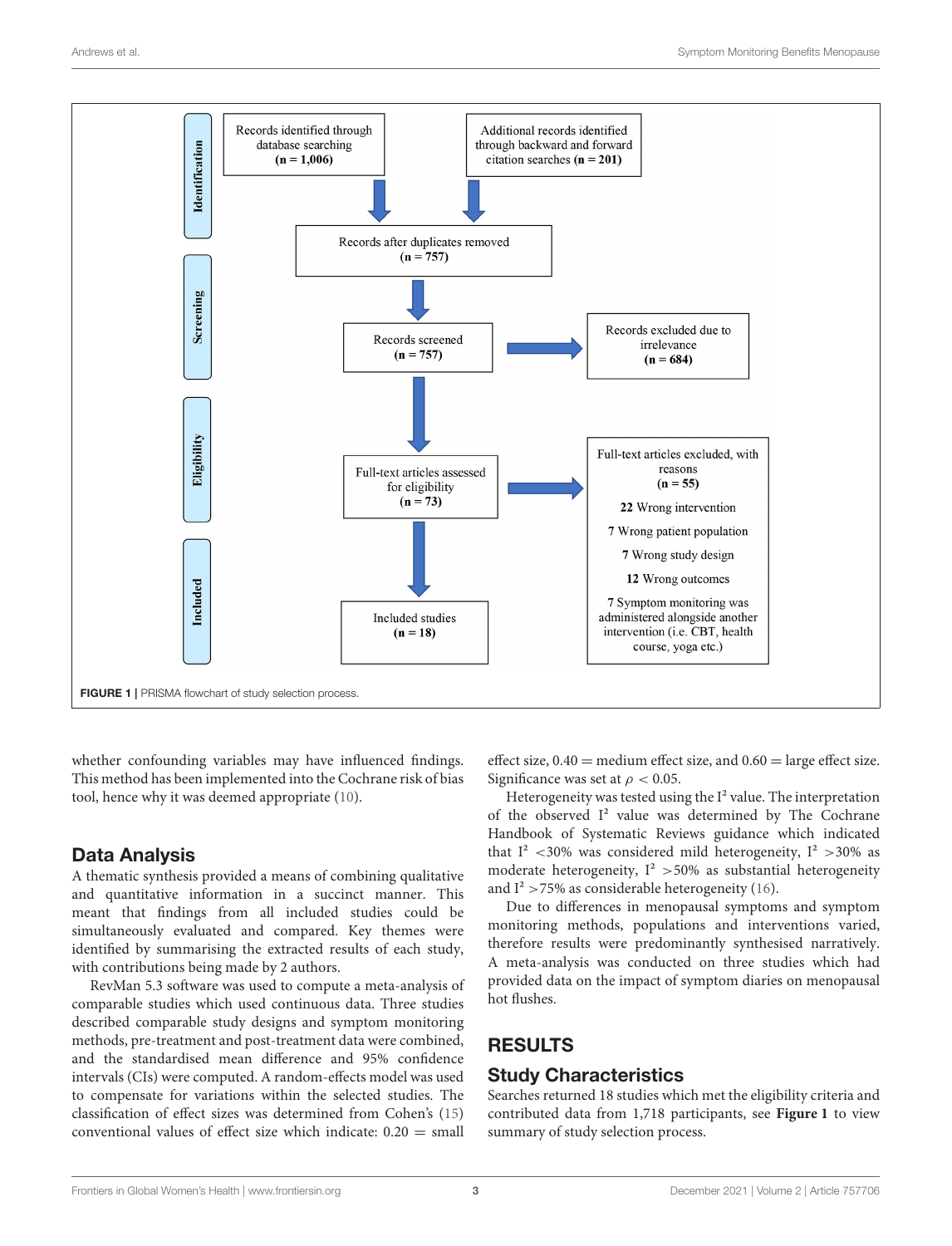Records identified through database searching (n = 1,006)

Additional records identified through backward and forward citation searches (n = 201)

Records after duplicates removed (n = 757)

Records screened (n = 757)

Records excluded due to irrelevance (n = 684)

Full-text articles assessed for eligibility (n = 73)

Full-text articles excluded, with reasons (n = 55)

- 22 Wrong intervention
- 7 Wrong patient population
- 7 Wrong study design
- 12 Wrong outcomes
- 7 Symptom monitoring was administered alongside another intervention (i.e. CBT, health course, yoga etc.)

Included studies (n = 18)

**FIGURE 1** | PRISMA flowchart of study selection process.

whether confounding variables may have influenced findings. This method has been implemented into the Cochrane risk of bias tool, hence why it was deemed appropriate (10).

## Data Analysis

A thematic synthesis provided a means of combining qualitative and quantitative information in a succinct manner. This meant that findings from all included studies could be simultaneously evaluated and compared. Key themes were identified by summarising the extracted results of each study, with contributions being made by 2 authors.

RevMan 5.3 software was used to compute a meta-analysis of comparable studies which used continuous data. Three studies described comparable study designs and symptom monitoring methods, pre-treatment and post-treatment data were combined, and the standardised mean difference and 95% confidence intervals (CIs) were computed. A random-effects model was used to compensate for variations within the selected studies. The classification of effect sizes was determined from Cohen's (15) conventional values of effect size which indicate: 0.20 = small effect size, 0.40 = medium effect size, and 0.60 = large effect size. Significance was set at $\rho < 0.05$.

Heterogeneity was tested using the $I^2$ value. The interpretation of the observed $I^2$ value was determined by The Cochrane Handbook of Systematic Reviews guidance which indicated that $I^2$ <30% was considered mild heterogeneity, $I^2$ >30% as moderate heterogeneity, $I^2$ >50% as substantial heterogeneity and $I^2$ >75% as considerable heterogeneity (16).

Due to differences in menopausal symptoms and symptom monitoring methods, populations and interventions varied, therefore results were predominantly synthesised narratively. A meta-analysis was conducted on three studies which had provided data on the impact of symptom diaries on menopausal hot flushes.

# RESULTS

## Study Characteristics

Searches returned 18 studies which met the eligibility criteria and contributed data from 1,718 participants, see **Figure 1** to view summary of study selection process.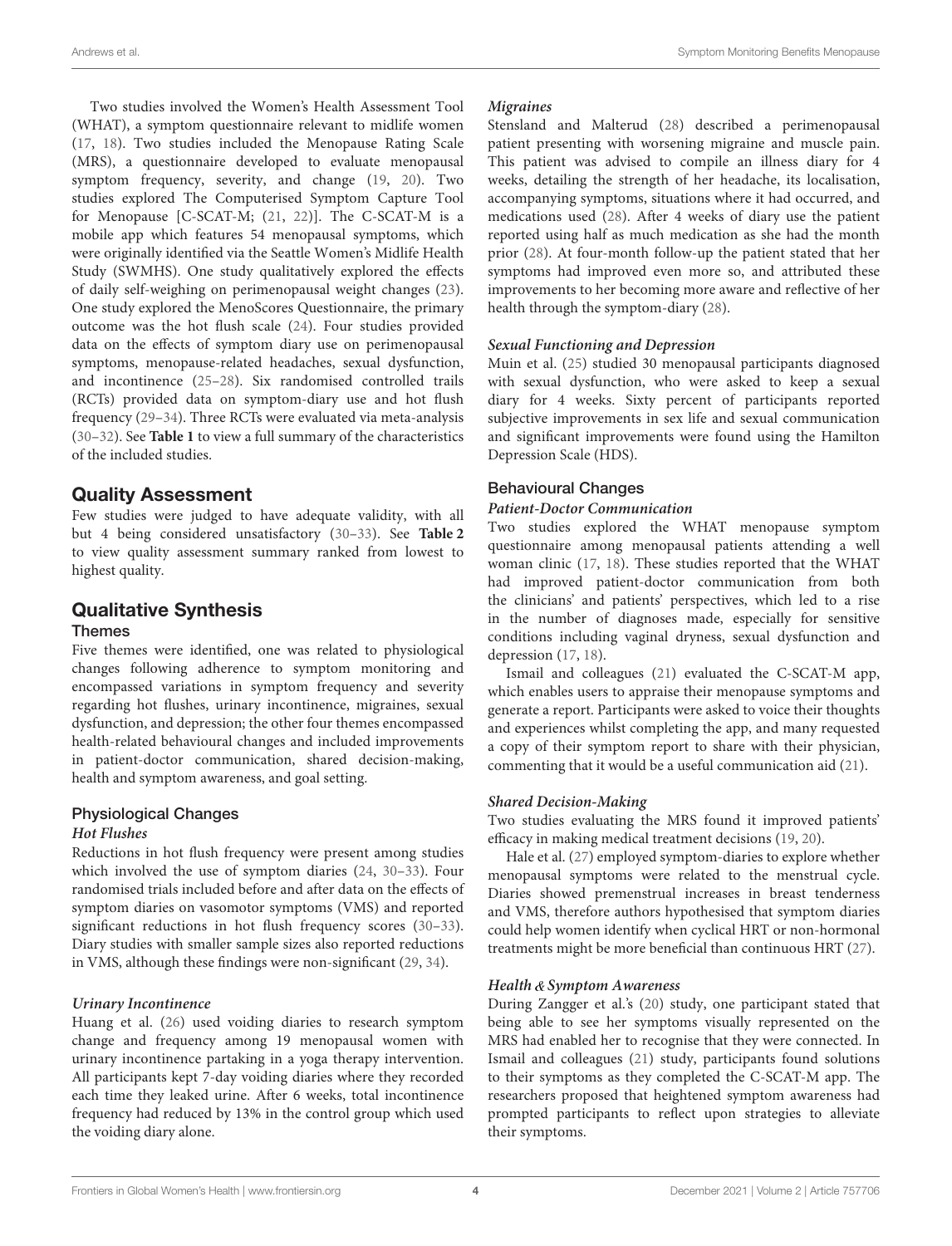Two studies involved the Women's Health Assessment Tool (WHAT), a symptom questionnaire relevant to midlife women (17, 18). Two studies included the Menopause Rating Scale (MRS), a questionnaire developed to evaluate menopausal symptom frequency, severity, and change (19, 20). Two studies explored The Computerised Symptom Capture Tool for Menopause [C-SCAT-M; (21, 22)]. The C-SCAT-M is a mobile app which features 54 menopausal symptoms, which were originally identified via the Seattle Women's Midlife Health Study (SWMHS). One study qualitatively explored the effects of daily self-weighing on perimenopausal weight changes (23). One study explored the MenoScores Questionnaire, the primary outcome was the hot flush scale (24). Four studies provided data on the effects of symptom diary use on perimenopausal symptoms, menopause-related headaches, sexual dysfunction, and incontinence (25–28). Six randomised controlled trails (RCTs) provided data on symptom-diary use and hot flush frequency (29–34). Three RCTs were evaluated via meta-analysis (30–32). See **Table 1** to view a full summary of the characteristics of the included studies.

## Quality Assessment

Few studies were judged to have adequate validity, with all but 4 being considered unsatisfactory (30–33). See **Table 2** to view quality assessment summary ranked from lowest to highest quality.

## Qualitative Synthesis

### Themes

Five themes were identified, one was related to physiological changes following adherence to symptom monitoring and encompassed variations in symptom frequency and severity regarding hot flushes, urinary incontinence, migraines, sexual dysfunction, and depression; the other four themes encompassed health-related behavioural changes and included improvements in patient-doctor communication, shared decision-making, health and symptom awareness, and goal setting.

### Physiological Changes

#### *Hot Flushes*

Reductions in hot flush frequency were present among studies which involved the use of symptom diaries (24, 30–33). Four randomised trials included before and after data on the effects of symptom diaries on vasomotor symptoms (VMS) and reported significant reductions in hot flush frequency scores (30–33). Diary studies with smaller sample sizes also reported reductions in VMS, although these findings were non-significant (29, 34).

#### *Urinary Incontinence*

Huang et al. (26) used voiding diaries to research symptom change and frequency among 19 menopausal women with urinary incontinence partaking in a yoga therapy intervention. All participants kept 7-day voiding diaries where they recorded each time they leaked urine. After 6 weeks, total incontinence frequency had reduced by 13% in the control group which used the voiding diary alone.

#### *Migraines*

Stensland and Malterud (28) described a perimenopausal patient presenting with worsening migraine and muscle pain. This patient was advised to compile an illness diary for 4 weeks, detailing the strength of her headache, its localisation, accompanying symptoms, situations where it had occurred, and medications used (28). After 4 weeks of diary use the patient reported using half as much medication as she had the month prior (28). At four-month follow-up the patient stated that her symptoms had improved even more so, and attributed these improvements to her becoming more aware and reflective of her health through the symptom-diary (28).

#### *Sexual Functioning and Depression*

Muin et al. (25) studied 30 menopausal participants diagnosed with sexual dysfunction, who were asked to keep a sexual diary for 4 weeks. Sixty percent of participants reported subjective improvements in sex life and sexual communication and significant improvements were found using the Hamilton Depression Scale (HDS).

### Behavioural Changes

#### *Patient-Doctor Communication*

Two studies explored the WHAT menopause symptom questionnaire among menopausal patients attending a well woman clinic (17, 18). These studies reported that the WHAT had improved patient-doctor communication from both the clinicians' and patients' perspectives, which led to a rise in the number of diagnoses made, especially for sensitive conditions including vaginal dryness, sexual dysfunction and depression (17, 18).

Ismail and colleagues (21) evaluated the C-SCAT-M app, which enables users to appraise their menopause symptoms and generate a report. Participants were asked to voice their thoughts and experiences whilst completing the app, and many requested a copy of their symptom report to share with their physician, commenting that it would be a useful communication aid (21).

#### *Shared Decision-Making*

Two studies evaluating the MRS found it improved patients' efficacy in making medical treatment decisions (19, 20).

Hale et al. (27) employed symptom-diaries to explore whether menopausal symptoms were related to the menstrual cycle. Diaries showed premenstrual increases in breast tenderness and VMS, therefore authors hypothesised that symptom diaries could help women identify when cyclical HRT or non-hormonal treatments might be more beneficial than continuous HRT (27).

#### *Health & Symptom Awareness*

During Zangger et al.'s (20) study, one participant stated that being able to see her symptoms visually represented on the MRS had enabled her to recognise that they were connected. In Ismail and colleagues (21) study, participants found solutions to their symptoms as they completed the C-SCAT-M app. The researchers proposed that heightened symptom awareness had prompted participants to reflect upon strategies to alleviate their symptoms.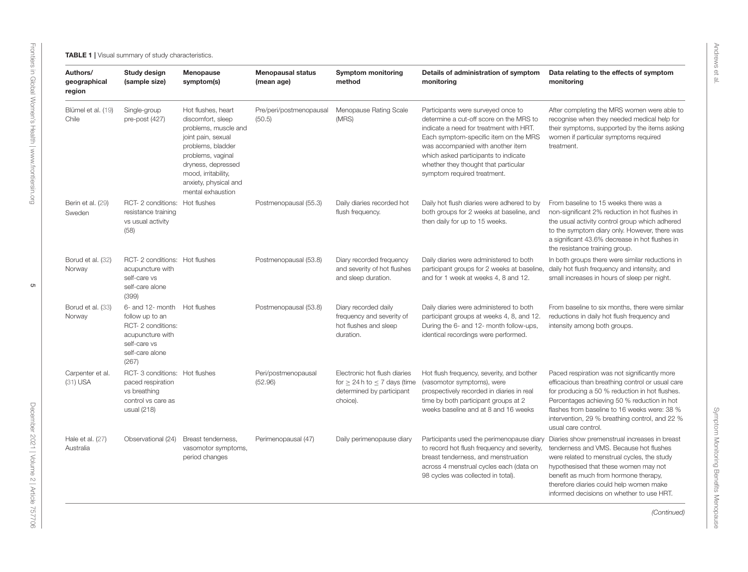**TABLE 1** | Visual summary of study characteristics.

| Authors/ geographical region | Study design (sample size) | Menopause symptom(s) | Menopausal status (mean age) | Symptom monitoring method | Details of administration of symptom monitoring | Data relating to the effects of symptom monitoring |
|---|---|---|---|---|---|---|
| Blümel et al. (19) Chile | Single-group pre-post (427) | Hot flushes, heart discomfort, sleep problems, muscle and joint pain, sexual problems, bladder problems, vaginal dryness, depressed mood, irritability, anxiety, physical and mental exhaustion | Pre/peri/postmenopausal (50.5) | Menopause Rating Scale (MRS) | Participants were surveyed once to determine a cut-off score on the MRS to indicate a need for treatment with HRT. Each symptom-specific item on the MRS was accompanied with another item which asked participants to indicate whether they thought that particular symptom required treatment. | After completing the MRS women were able to recognise when they needed medical help for their symptoms, supported by the items asking women if particular symptoms required treatment. |
| Berin et al. (29) Sweden | RCT- 2 conditions: resistance training vs usual activity (58) | Hot flushes | Postmenopausal (55.3) | Daily diaries recorded hot flush frequency. | Daily hot flush diaries were adhered to by both groups for 2 weeks at baseline, and then daily for up to 15 weeks. | From baseline to 15 weeks there was a non-significant 2% reduction in hot flushes in the usual activity control group which adhered to the symptom diary only. However, there was a significant 43.6% decrease in hot flushes in the resistance training group. |
| Borud et al. (32) Norway | RCT- 2 conditions: acupuncture with self-care vs self-care alone (399) | Hot flushes | Postmenopausal (53.8) | Diary recorded frequency and severity of hot flushes and sleep duration. | Daily diaries were administered to both participant groups for 2 weeks at baseline, and for 1 week at weeks 4, 8 and 12. | In both groups there were similar reductions in daily hot flush frequency and intensity, and small increases in hours of sleep per night. |
| Borud et al. (33) Norway | 6- and 12- month follow up to an RCT- 2 conditions: acupuncture with self-care vs self-care alone (267) | Hot flushes | Postmenopausal (53.8) | Diary recorded daily frequency and severity of hot flushes and sleep duration. | Daily diaries were administered to both participant groups at weeks 4, 8, and 12. During the 6- and 12- month follow-ups, identical recordings were performed. | From baseline to six months, there were similar reductions in daily hot flush frequency and intensity among both groups. |
| Carpenter et al. (31) USA | RCT- 3 conditions: paced respiration vs breathing control vs care as usual (218) | Hot flushes | Peri/postmenopausal (52.96) | Electronic hot flush diaries for $\geq$ 24 h to $\leq$ 7 days (time determined by participant choice). | Hot flush frequency, severity, and bother (vasomotor symptoms), were prospectively recorded in diaries in real time by both participant groups at 2 weeks baseline and at 8 and 16 weeks | Paced respiration was not significantly more efficacious than breathing control or usual care for producing a 50 % reduction in hot flushes. Percentages achieving 50 % reduction in hot flashes from baseline to 16 weeks were: 38 % intervention, 29 % breathing control, and 22 % usual care control. |
| Hale et al. (27) Australia | Observational (24) | Breast tenderness, vasomotor symptoms, period changes | Perimenopausal (47) | Daily perimenopause diary | Participants used the perimenopause diary to record hot flush frequency and severity, breast tenderness, and menstruation across 4 menstrual cycles each (data on 98 cycles was collected in total). | Diaries show premenstrual increases in breast tenderness and VMS. Because hot flushes were related to menstrual cycles, the study hypothesised that these women may not benefit as much from hormone therapy, therefore diaries could help women make informed decisions on whether to use HRT. |

*(Continued)*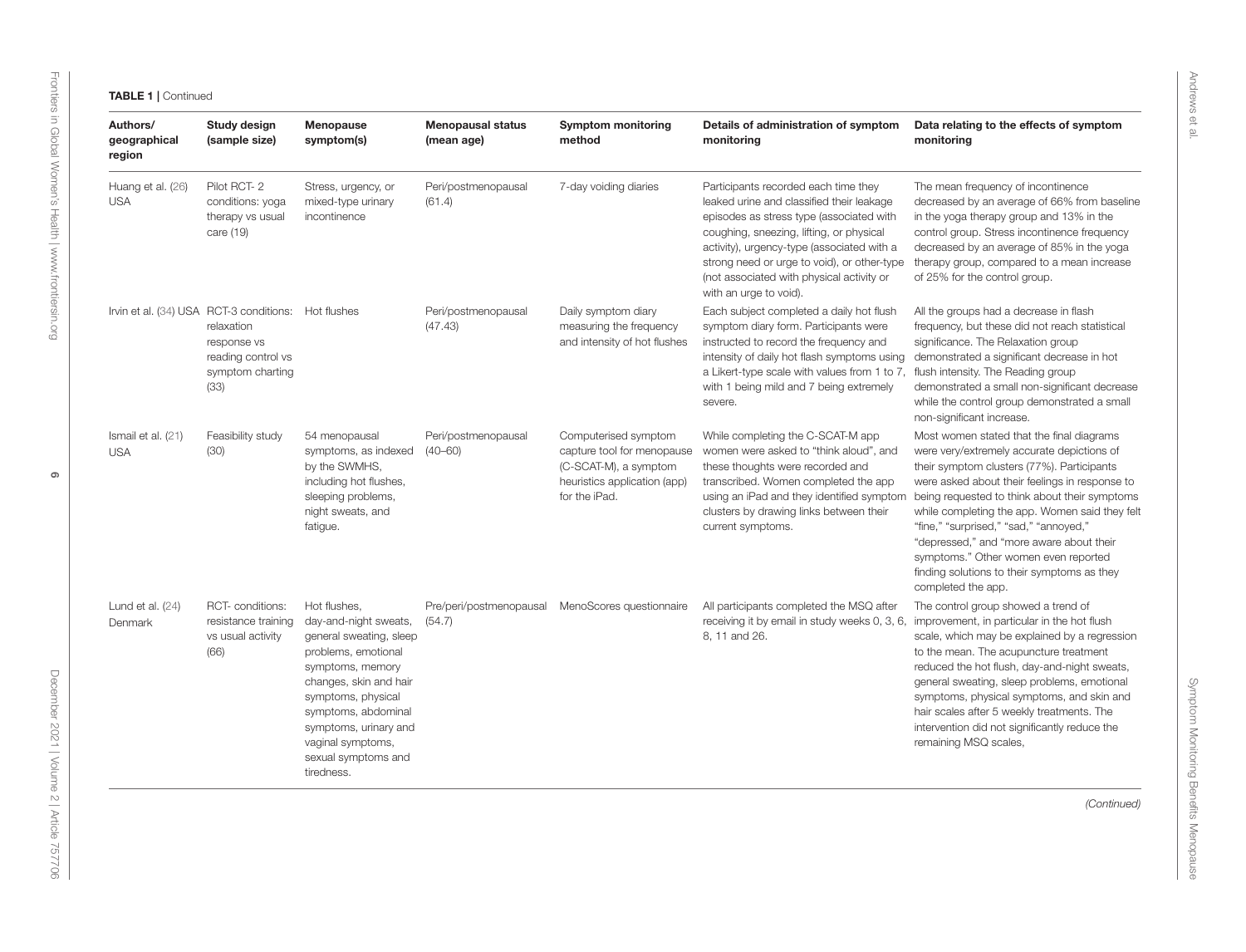**TABLE 1 |** Continued

| Authors/ geographical region | Study design (sample size) | Menopause symptom(s) | Menopausal status (mean age) | Symptom monitoring method | Details of administration of symptom monitoring | Data relating to the effects of symptom monitoring |
|---|---|---|---|---|---|---|
| Huang et al. (26) USA | Pilot RCT- 2 conditions: yoga therapy vs usual care (19) | Stress, urgency, or mixed-type urinary incontinence | Peri/postmenopausal (61.4) | 7-day voiding diaries | Participants recorded each time they leaked urine and classified their leakage episodes as stress type (associated with coughing, sneezing, lifting, or physical activity), urgency-type (associated with a strong need or urge to void), or other-type (not associated with physical activity or with an urge to void). | The mean frequency of incontinence decreased by an average of 66% from baseline in the yoga therapy group and 13% in the control group. Stress incontinence frequency decreased by an average of 85% in the yoga therapy group, compared to a mean increase of 25% for the control group. |
| Irvin et al. (34) USA | RCT-3 conditions: relaxation response vs reading control vs symptom charting (33) | Hot flushes | Peri/postmenopausal (47.43) | Daily symptom diary measuring the frequency and intensity of hot flushes | Each subject completed a daily hot flush symptom diary form. Participants were instructed to record the frequency and intensity of daily hot flash symptoms using a Likert-type scale with values from 1 to 7, with 1 being mild and 7 being extremely severe. | All the groups had a decrease in flash frequency, but these did not reach statistical significance. The Relaxation group demonstrated a significant decrease in hot flush intensity. The Reading group demonstrated a small non-significant decrease while the control group demonstrated a small non-significant increase. |
| Ismail et al. (21) USA | Feasibility study (30) | 54 menopausal symptoms, as indexed by the SWMHS, including hot flushes, sleeping problems, night sweats, and fatigue. | Peri/postmenopausal (40–60) | Computerised symptom capture tool for menopause (C-SCAT-M), a symptom heuristics application (app) for the iPad. | While completing the C-SCAT-M app women were asked to "think aloud", and these thoughts were recorded and transcribed. Women completed the app using an iPad and they identified symptom clusters by drawing links between their current symptoms. | Most women stated that the final diagrams were very/extremely accurate depictions of their symptom clusters (77%). Participants were asked about their feelings in response to being requested to think about their symptoms while completing the app. Women said they felt "fine," "surprised," "sad," "annoyed," "depressed," and "more aware about their symptoms." Other women even reported finding solutions to their symptoms as they completed the app. |
| Lund et al. (24) Denmark | RCT- conditions: resistance training vs usual activity (66) | Hot flushes, day-and-night sweats, general sweating, sleep problems, emotional symptoms, memory changes, skin and hair symptoms, physical symptoms, abdominal symptoms, urinary and vaginal symptoms, sexual symptoms and tiredness. | Pre/peri/postmenopausal (54.7) | MenoScores questionnaire | All participants completed the MSQ after receiving it by email in study weeks 0, 3, 6, 8, 11 and 26. | The control group showed a trend of improvement, in particular in the hot flush scale, which may be explained by a regression to the mean. The acupuncture treatment reduced the hot flush, day-and-night sweats, general sweating, sleep problems, emotional symptoms, physical symptoms, and skin and hair scales after 5 weekly treatments. The intervention did not significantly reduce the remaining MSQ scales, |

*(Continued)*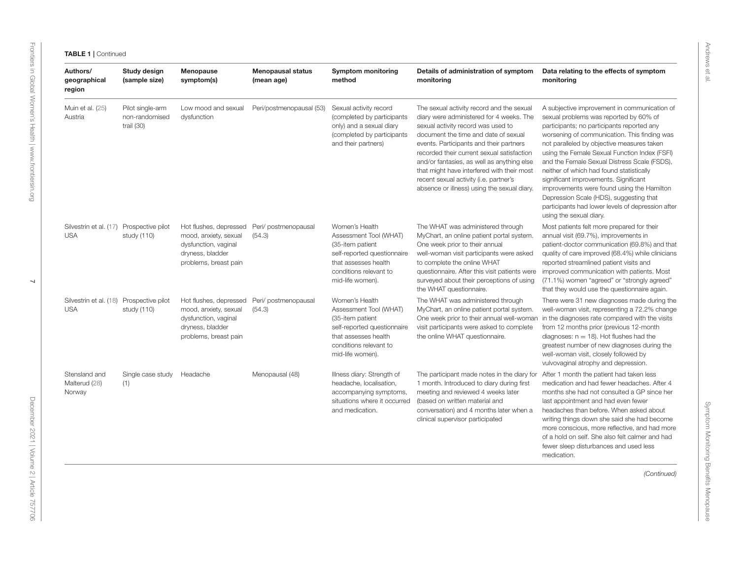**TABLE 1** | Continued

| Authors/ geographical region | Study design (sample size) | Menopause symptom(s) | Menopausal status (mean age) | Symptom monitoring method | Details of administration of symptom monitoring | Data relating to the effects of symptom monitoring |
|---|---|---|---|---|---|---|
| Muin et al. (25) Austria | Pilot single-arm non-randomised trail (30) | Low mood and sexual dysfunction | Peri/postmenopausal (53) | Sexual activity record (completed by participants only) and a sexual diary (completed by participants and their partners) | The sexual activity record and the sexual diary were administered for 4 weeks. The sexual activity record was used to document the time and date of sexual events. Participants and their partners recorded their current sexual satisfaction and/or fantasies, as well as anything else that might have interfered with their most recent sexual activity (i.e. partner's absence or illness) using the sexual diary. | A subjective improvement in communication of sexual problems was reported by 60% of participants; no participants reported any worsening of communication. This finding was not paralleled by objective measures taken using the Female Sexual Function Index (FSFI) and the Female Sexual Distress Scale (FSDS), neither of which had found statistically significant improvements. Significant improvements were found using the Hamilton Depression Scale (HDS), suggesting that participants had lower levels of depression after using the sexual diary. |
| Silvestrin et al. (17) USA | Prospective pilot study (110) | Hot flushes, depressed mood, anxiety, sexual dysfunction, vaginal dryness, bladder problems, breast pain | Peri/ postmenopausal (54.3) | Women's Health Assessment Tool (WHAT) (35-item patient self-reported questionnaire that assesses health conditions relevant to mid-life women). | The WHAT was administered through MyChart, an online patient portal system. One week prior to their annual well-woman visit participants were asked to complete the online WHAT questionnaire. After this visit patients were surveyed about their perceptions of using the WHAT questionnaire. | Most patients felt more prepared for their annual visit (69.7%), improvements in patient-doctor communication (69.8%) and that quality of care improved (68.4%) while clinicians reported streamlined patient visits and improved communication with patients. Most (71.1%) women "agreed" or "strongly agreed" that they would use the questionnaire again. |
| Silvestrin et al. (18) USA | Prospective pilot study (110) | Hot flushes, depressed mood, anxiety, sexual dysfunction, vaginal dryness, bladder problems, breast pain | Peri/ postmenopausal (54.3) | Women's Health Assessment Tool (WHAT) (35-item patient self-reported questionnaire that assesses health conditions relevant to mid-life women). | The WHAT was administered through MyChart, an online patient portal system. One week prior to their annual well-woman visit participants were asked to complete the online WHAT questionnaire. | There were 31 new diagnoses made during the well-woman visit, representing a 72.2% change in the diagnoses rate compared with the visits from 12 months prior (previous 12-month diagnoses: $n = 18$). Hot flushes had the greatest number of new diagnoses during the well-woman visit, closely followed by vulvovaginal atrophy and depression. |
| Stensland and Malterud (28) Norway | Single case study (1) | Headache | Menopausal (48) | Illness diary: Strength of headache, localisation, accompanying symptoms, situations where it occurred and medication. | The participant made notes in the diary for 1 month. Introduced to diary during first meeting and reviewed 4 weeks later (based on written material and conversation) and 4 months later when a clinical supervisor participated | After 1 month the patient had taken less medication and had fewer headaches. After 4 months she had not consulted a GP since her last appointment and had even fewer headaches than before. When asked about writing things down she said she had become more conscious, more reflective, and had more of a hold on self. She also felt calmer and had fewer sleep disturbances and used less medication. |

*(Continued)*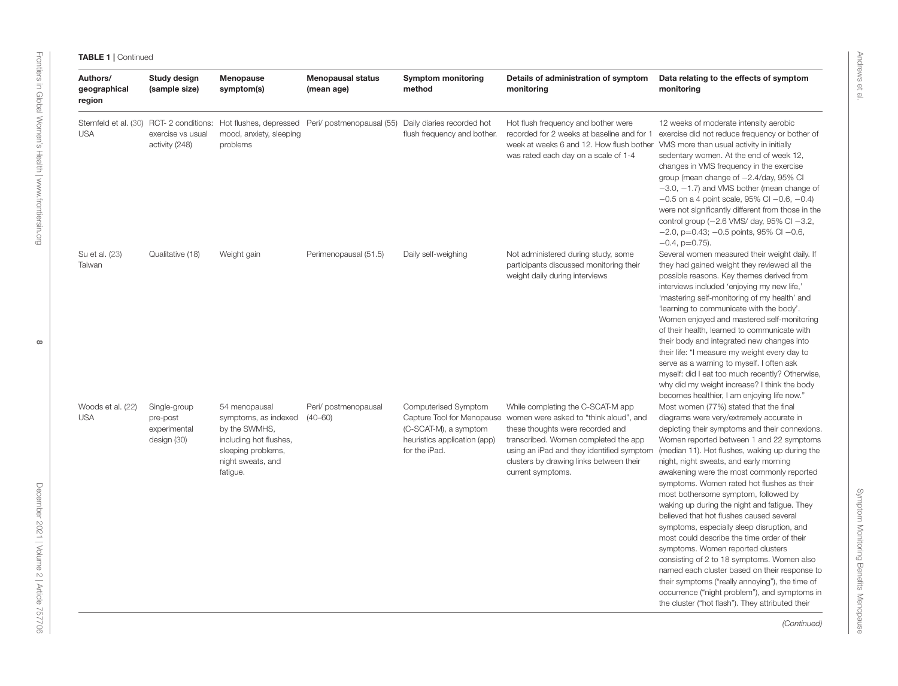**TABLE 1** | Continued

| Authors/ geographical region | Study design (sample size) | Menopause symptom(s) | Menopausal status (mean age) | Symptom monitoring method | Details of administration of symptom monitoring | Data relating to the effects of symptom monitoring |
|---|---|---|---|---|---|---|
| Sternfeld et al. (30) USA | RCT- 2 conditions: exercise vs usual activity (248) | Hot flushes, depressed mood, anxiety, sleeping problems | Peri/ postmenopausal (55) | Daily diaries recorded hot flush frequency and bother. | Hot flush frequency and bother were recorded for 2 weeks at baseline and for 1 week at weeks 6 and 12. How flush bother was rated each day on a scale of 1-4 | 12 weeks of moderate intensity aerobic exercise did not reduce frequency or bother of VMS more than usual activity in initially sedentary women. At the end of week 12, changes in VMS frequency in the exercise group (mean change of −2.4/day, 95% CI −3.0, −1.7) and VMS bother (mean change of −0.5 on a 4 point scale, 95% CI −0.6, −0.4) were not significantly different from those in the control group (−2.6 VMS/ day, 95% CI −3.2, −2.0, p=0.43; −0.5 points, 95% CI −0.6, −0.4, p=0.75). |
| Su et al. (23) Taiwan | Qualitative (18) | Weight gain | Perimenopausal (51.5) | Daily self-weighing | Not administered during study, some participants discussed monitoring their weight daily during interviews | Several women measured their weight daily. If they had gained weight they reviewed all the possible reasons. Key themes derived from interviews included 'enjoying my new life,' 'mastering self-monitoring of my health' and 'learning to communicate with the body'. Women enjoyed and mastered self-monitoring of their health, learned to communicate with their body and integrated new changes into their life: "I measure my weight every day to serve as a warning to myself. I often ask myself: did I eat too much recently? Otherwise, why did my weight increase? I think the body becomes healthier, I am enjoying life now." |
| Woods et al. (22) USA | Single-group pre-post experimental design (30) | 54 menopausal symptoms, as indexed by the SWMHS, including hot flushes, sleeping problems, night sweats, and fatigue. | Peri/ postmenopausal (40–60) | Computerised Symptom Capture Tool for Menopause (C-SCAT-M), a symptom heuristics application (app) for the iPad. | While completing the C-SCAT-M app women were asked to "think aloud", and these thoughts were recorded and transcribed. Women completed the app using an iPad and they identified symptom clusters by drawing links between their current symptoms. | Most women (77%) stated that the final diagrams were very/extremely accurate in depicting their symptoms and their connexions. Women reported between 1 and 22 symptoms (median 11). Hot flushes, waking up during the night, night sweats, and early morning awakening were the most commonly reported symptoms. Women rated hot flushes as their most bothersome symptom, followed by waking up during the night and fatigue. They believed that hot flushes caused several symptoms, especially sleep disruption, and most could describe the time order of their symptoms. Women reported clusters consisting of 2 to 18 symptoms. Women also named each cluster based on their response to their symptoms ("really annoying"), the time of occurrence ("night problem"), and symptoms in the cluster ("hot flash"). They attributed their |

*(Continued)*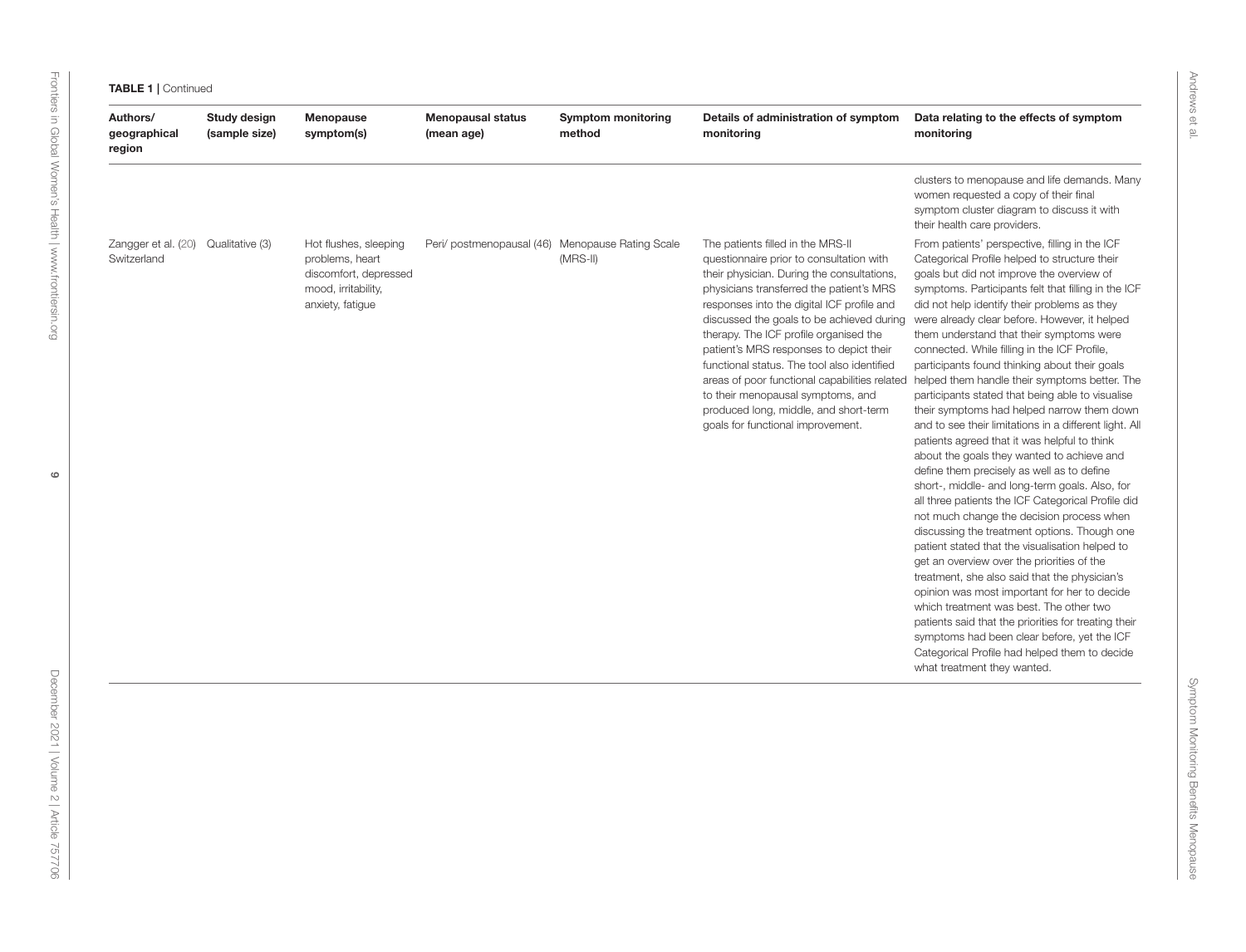**TABLE 1** | Continued

| Authors/ geographical region | Study design (sample size) | Menopause symptom(s) | Menopausal status (mean age) | Symptom monitoring method | Details of administration of symptom monitoring | Data relating to the effects of symptom monitoring |
|---|---|---|---|---|---|---|
| | | | | | | clusters to menopause and life demands. Many women requested a copy of their final symptom cluster diagram to discuss it with their health care providers. |
| Zangger et al. (20) Switzerland | Qualitative (3) | Hot flushes, sleeping problems, heart discomfort, depressed mood, irritability, anxiety, fatigue | Peri/ postmenopausal (46) | Menopause Rating Scale (MRS-II) | The patients filled in the MRS-II questionnaire prior to consultation with their physician. During the consultations, physicians transferred the patient's MRS responses into the digital ICF profile and discussed the goals to be achieved during therapy. The ICF profile organised the patient's MRS responses to depict their functional status. The tool also identified areas of poor functional capabilities related to their menopausal symptoms, and produced long, middle, and short-term goals for functional improvement. | From patients' perspective, filling in the ICF Categorical Profile helped to structure their goals but did not improve the overview of symptoms. Participants felt that filling in the ICF did not help identify their problems as they were already clear before. However, it helped them understand that their symptoms were connected. While filling in the ICF Profile, participants found thinking about their goals helped them handle their symptoms better. The participants stated that being able to visualise their symptoms had helped narrow them down and to see their limitations in a different light. All patients agreed that it was helpful to think about the goals they wanted to achieve and define them precisely as well as to define short-, middle- and long-term goals. Also, for all three patients the ICF Categorical Profile did not much change the decision process when discussing the treatment options. Though one patient stated that the visualisation helped to get an overview over the priorities of the treatment, she also said that the physician's opinion was most important for her to decide which treatment was best. The other two patients said that the priorities for treating their symptoms had been clear before, yet the ICF Categorical Profile had helped them to decide what treatment they wanted. |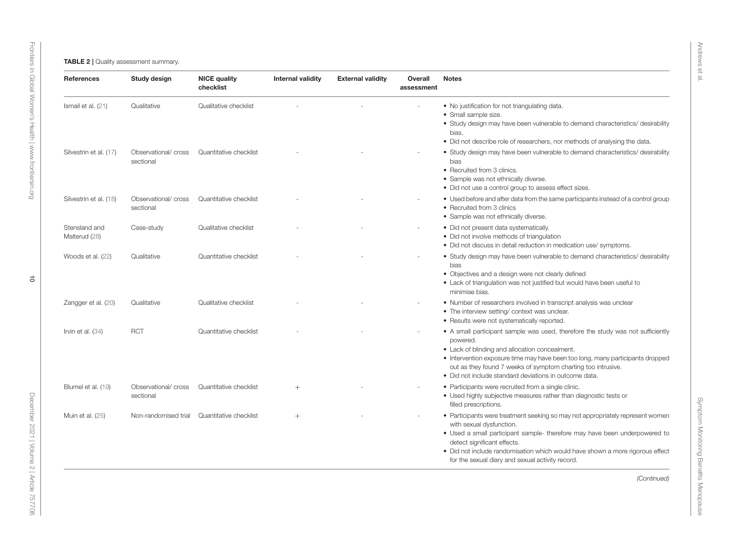**TABLE 2 |** Quality assessment summary.

| References | Study design | NICE quality checklist | Internal validity | External validity | Overall assessment | Notes |
|---|---|---|---|---|---|---|
| Ismail et al. (21) | Qualitative | Qualitative checklist | - | - | - | • No justification for not triangulating data. • Small sample size. • Study design may have been vulnerable to demand characteristics/ desirability bias. • Did not describe role of researchers, nor methods of analysing the data. |
| Silvestrin et al. (17) | Observational/ cross sectional | Quantitative checklist | - | - | - | • Study design may have been vulnerable to demand characteristics/ desirability bias • Recruited from 3 clinics. • Sample was not ethnically diverse. • Did not use a control group to assess effect sizes. |
| Silvestrin et al. (18) | Observational/ cross sectional | Quantitative checklist | - | - | - | • Used before and after data from the same participants instead of a control group • Recruited from 3 clinics • Sample was not ethnically diverse. |
| Stensland and Malterud (28) | Case-study | Qualitative checklist | - | - | - | • Did not present data systematically. • Did not involve methods of triangulation • Did not discuss in detail reduction in medication use/ symptoms. |
| Woods et al. (22) | Qualitative | Quantitative checklist | - | - | - | • Study design may have been vulnerable to demand characteristics/ desirability bias • Objectives and a design were not clearly defined • Lack of triangulation was not justified but would have been useful to minimise bias. |
| Zangger et al. (20) | Qualitative | Qualitative checklist | - | - | - | • Number of researchers involved in transcript analysis was unclear • The interview setting/ context was unclear. • Results were not systematically reported. |
| Irvin et al. (34) | RCT | Quantitative checklist | - | - | - | • A small participant sample was used, therefore the study was not sufficiently powered. • Lack of blinding and allocation concealment. • Intervention exposure time may have been too long, many participants dropped out as they found 7 weeks of symptom charting too intrusive. • Did not include standard deviations in outcome data. |
| Blumel et al. (19) | Observational/ cross sectional | Quantitative checklist | + | - | - | • Participants were recruited from a single clinic. • Used highly subjective measures rather than diagnostic tests or filled prescriptions. |
| Muin et al. (25) | Non-randomised trial | Quantitative checklist | + | - | - | • Participants were treatment seeking so may not appropriately represent women with sexual dysfunction. • Used a small participant sample- therefore may have been underpowered to detect significant effects. • Did not include randomisation which would have shown a more rigorous effect for the sexual diary and sexual activity record. |

*(Continued)*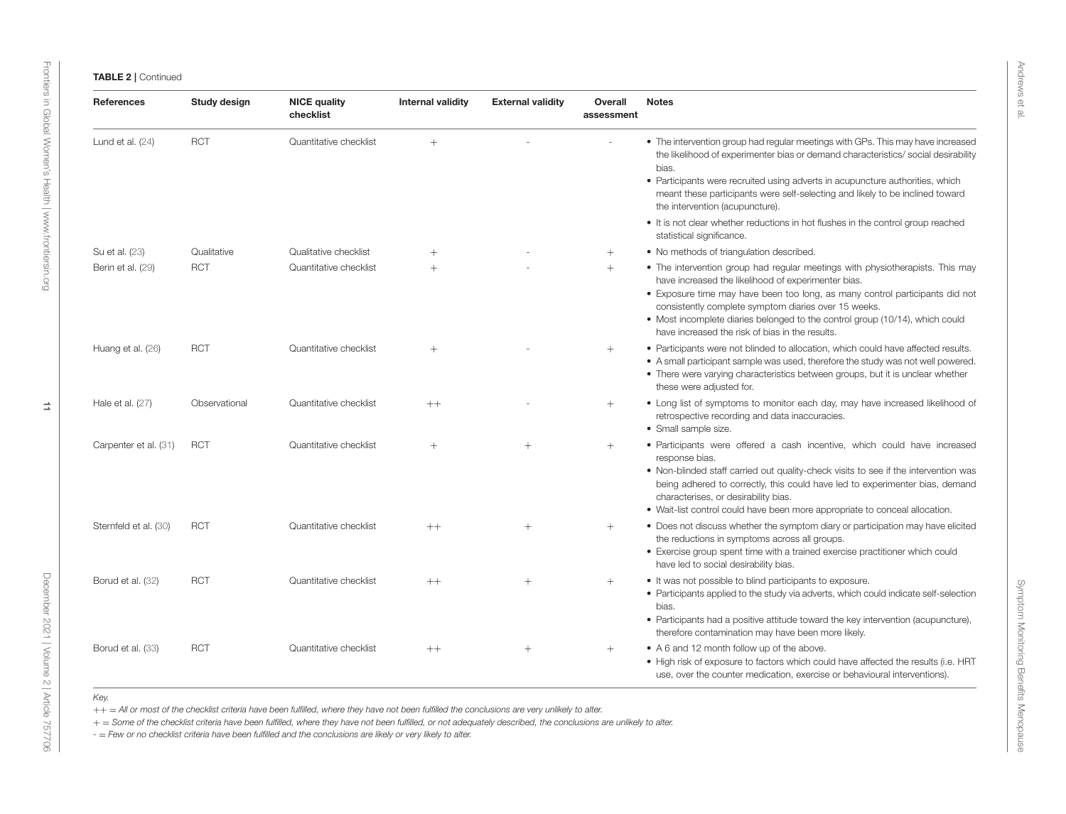**TABLE 2** | Continued

| References | Study design | NICE quality checklist | Internal validity | External validity | Overall assessment | Notes |
|---|---|---|---|---|---|---|
| Lund et al. (24) | RCT | Quantitative checklist | + | - | - | • The intervention group had regular meetings with GPs. This may have increased the likelihood of experimenter bias or demand characteristics/ social desirability bias.<br>• Participants were recruited using adverts in acupuncture authorities, which meant these participants were self-selecting and likely to be inclined toward the intervention (acupuncture).<br>• It is not clear whether reductions in hot flushes in the control group reached statistical significance. |
| Su et al. (23) | Qualitative | Qualitative checklist | + | - | + | • No methods of triangulation described. |
| Berin et al. (29) | RCT | Quantitative checklist | + | - | + | • The intervention group had regular meetings with physiotherapists. This may have increased the likelihood of experimenter bias.<br>• Exposure time may have been too long, as many control participants did not consistently complete symptom diaries over 15 weeks.<br>• Most incomplete diaries belonged to the control group (10/14), which could have increased the risk of bias in the results. |
| Huang et al. (26) | RCT | Quantitative checklist | + | - | + | • Participants were not blinded to allocation, which could have affected results.<br>• A small participant sample was used, therefore the study was not well powered.<br>• There were varying characteristics between groups, but it is unclear whether these were adjusted for. |
| Hale et al. (27) | Observational | Quantitative checklist | ++ | - | + | • Long list of symptoms to monitor each day, may have increased likelihood of retrospective recording and data inaccuracies.<br>• Small sample size. |
| Carpenter et al. (31) | RCT | Quantitative checklist | + | + | + | • Participants were offered a cash incentive, which could have increased response bias.<br>• Non-blinded staff carried out quality-check visits to see if the intervention was being adhered to correctly, this could have led to experimenter bias, demand characterises, or desirability bias.<br>• Wait-list control could have been more appropriate to conceal allocation. |
| Sternfeld et al. (30) | RCT | Quantitative checklist | ++ | + | + | • Does not discuss whether the symptom diary or participation may have elicited the reductions in symptoms across all groups.<br>• Exercise group spent time with a trained exercise practitioner which could have led to social desirability bias. |
| Borud et al. (32) | RCT | Quantitative checklist | ++ | + | + | • It was not possible to blind participants to exposure.<br>• Participants applied to the study via adverts, which could indicate self-selection bias.<br>• Participants had a positive attitude toward the key intervention (acupuncture), therefore contamination may have been more likely. |
| Borud et al. (33) | RCT | Quantitative checklist | ++ | + | + | • A 6 and 12 month follow up of the above.<br>• High risk of exposure to factors which could have affected the results (i.e. HRT use, over the counter medication, exercise or behavioural interventions). |

*Key.*

*++ = All or most of the checklist criteria have been fulfilled, where they have not been fulfilled the conclusions are very unlikely to alter.*

*+ = Some of the checklist criteria have been fulfilled, where they have not been fulfilled, or not adequately described, the conclusions are unlikely to alter.*

*- = Few or no checklist criteria have been fulfilled and the conclusions are likely or very likely to alter.*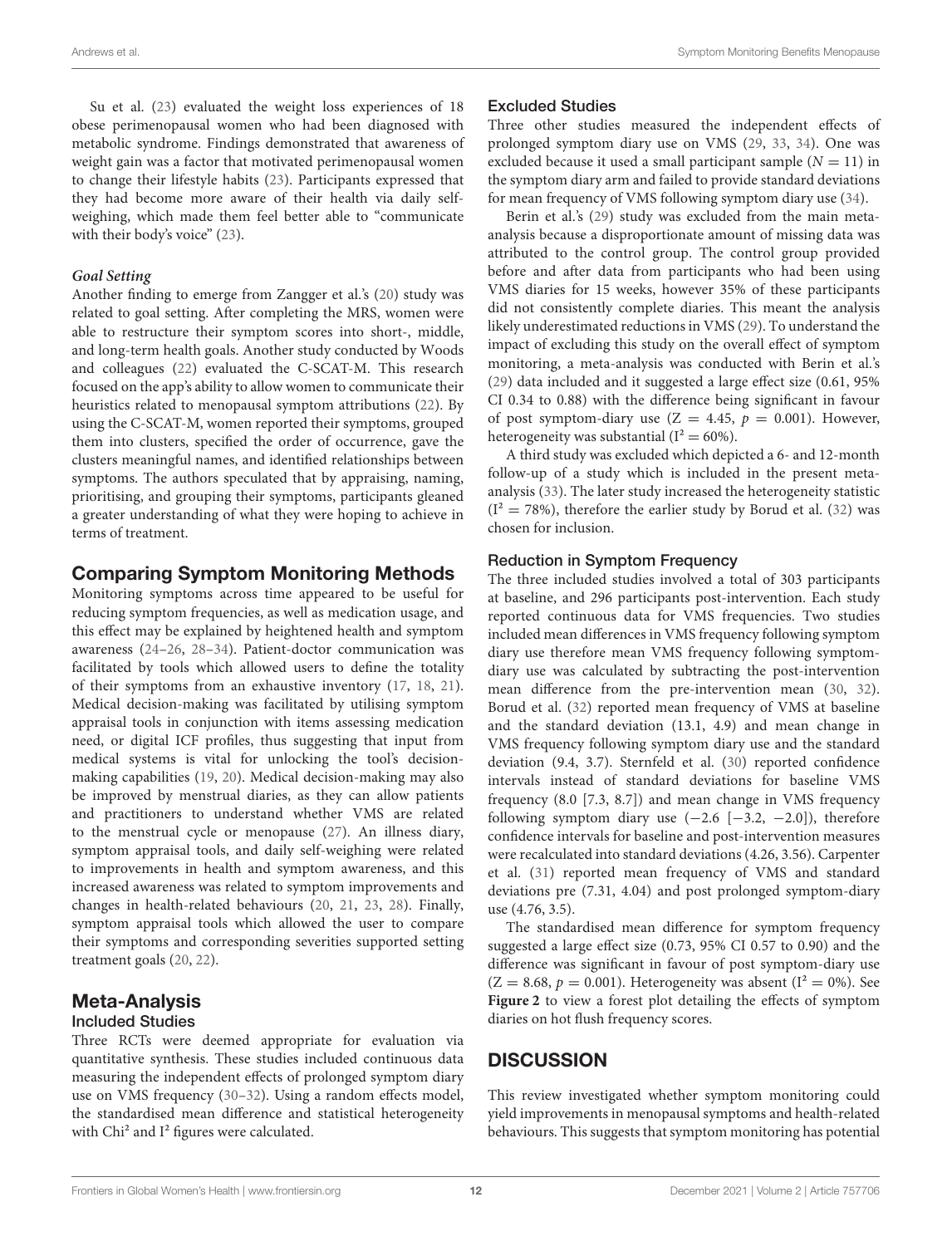Su et al. (23) evaluated the weight loss experiences of 18 obese perimenopausal women who had been diagnosed with metabolic syndrome. Findings demonstrated that awareness of weight gain was a factor that motivated perimenopausal women to change their lifestyle habits (23). Participants expressed that they had become more aware of their health via daily self-weighing, which made them feel better able to "communicate with their body's voice" (23).

#### Goal Setting

Another finding to emerge from Zangger et al.'s (20) study was related to goal setting. After completing the MRS, women were able to restructure their symptom scores into short-, middle, and long-term health goals. Another study conducted by Woods and colleagues (22) evaluated the C-SCAT-M. This research focused on the app's ability to allow women to communicate their heuristics related to menopausal symptom attributions (22). By using the C-SCAT-M, women reported their symptoms, grouped them into clusters, specified the order of occurrence, gave the clusters meaningful names, and identified relationships between symptoms. The authors speculated that by appraising, naming, prioritising, and grouping their symptoms, participants gleaned a greater understanding of what they were hoping to achieve in terms of treatment.

## Comparing Symptom Monitoring Methods

Monitoring symptoms across time appeared to be useful for reducing symptom frequencies, as well as medication usage, and this effect may be explained by heightened health and symptom awareness (24–26, 28–34). Patient-doctor communication was facilitated by tools which allowed users to define the totality of their symptoms from an exhaustive inventory (17, 18, 21). Medical decision-making was facilitated by utilising symptom appraisal tools in conjunction with items assessing medication need, or digital ICF profiles, thus suggesting that input from medical systems is vital for unlocking the tool's decision-making capabilities (19, 20). Medical decision-making may also be improved by menstrual diaries, as they can allow patients and practitioners to understand whether VMS are related to the menstrual cycle or menopause (27). An illness diary, symptom appraisal tools, and daily self-weighing were related to improvements in health and symptom awareness, and this increased awareness was related to symptom improvements and changes in health-related behaviours (20, 21, 23, 28). Finally, symptom appraisal tools which allowed the user to compare their symptoms and corresponding severities supported setting treatment goals (20, 22).

## Meta-Analysis

### Included Studies

Three RCTs were deemed appropriate for evaluation via quantitative synthesis. These studies included continuous data measuring the independent effects of prolonged symptom diary use on VMS frequency (30–32). Using a random effects model, the standardised mean difference and statistical heterogeneity with $Chi^2$ and $I^2$ figures were calculated.

### Excluded Studies

Three other studies measured the independent effects of prolonged symptom diary use on VMS (29, 33, 34). One was excluded because it used a small participant sample ($N = 11$) in the symptom diary arm and failed to provide standard deviations for mean frequency of VMS following symptom diary use (34).

Berin et al.'s (29) study was excluded from the main meta-analysis because a disproportionate amount of missing data was attributed to the control group. The control group provided before and after data from participants who had been using VMS diaries for 15 weeks, however 35% of these participants did not consistently complete diaries. This meant the analysis likely underestimated reductions in VMS (29). To understand the impact of excluding this study on the overall effect of symptom monitoring, a meta-analysis was conducted with Berin et al.'s (29) data included and it suggested a large effect size (0.61, 95% CI 0.34 to 0.88) with the difference being significant in favour of post symptom-diary use ($Z = 4.45$, $p = 0.001$). However, heterogeneity was substantial ($I^2 = 60\%$).

A third study was excluded which depicted a 6- and 12-month follow-up of a study which is included in the present meta-analysis (33). The later study increased the heterogeneity statistic ($I^2 = 78\%$), therefore the earlier study by Borud et al. (32) was chosen for inclusion.

### Reduction in Symptom Frequency

The three included studies involved a total of 303 participants at baseline, and 296 participants post-intervention. Each study reported continuous data for VMS frequencies. Two studies included mean differences in VMS frequency following symptom diary use therefore mean VMS frequency following symptom-diary use was calculated by subtracting the post-intervention mean difference from the pre-intervention mean (30, 32). Borud et al. (32) reported mean frequency of VMS at baseline and the standard deviation (13.1, 4.9) and mean change in VMS frequency following symptom diary use and the standard deviation (9.4, 3.7). Sternfeld et al. (30) reported confidence intervals instead of standard deviations for baseline VMS frequency (8.0 [7.3, 8.7]) and mean change in VMS frequency following symptom diary use (−2.6 [−3.2, −2.0]), therefore confidence intervals for baseline and post-intervention measures were recalculated into standard deviations (4.26, 3.56). Carpenter et al. (31) reported mean frequency of VMS and standard deviations pre (7.31, 4.04) and post prolonged symptom-diary use (4.76, 3.5).

The standardised mean difference for symptom frequency suggested a large effect size (0.73, 95% CI 0.57 to 0.90) and the difference was significant in favour of post symptom-diary use ($Z = 8.68$, $p = 0.001$). Heterogeneity was absent ($I^2 = 0\%$). See **Figure 2** to view a forest plot detailing the effects of symptom diaries on hot flush frequency scores.

# DISCUSSION

This review investigated whether symptom monitoring could yield improvements in menopausal symptoms and health-related behaviours. This suggests that symptom monitoring has potential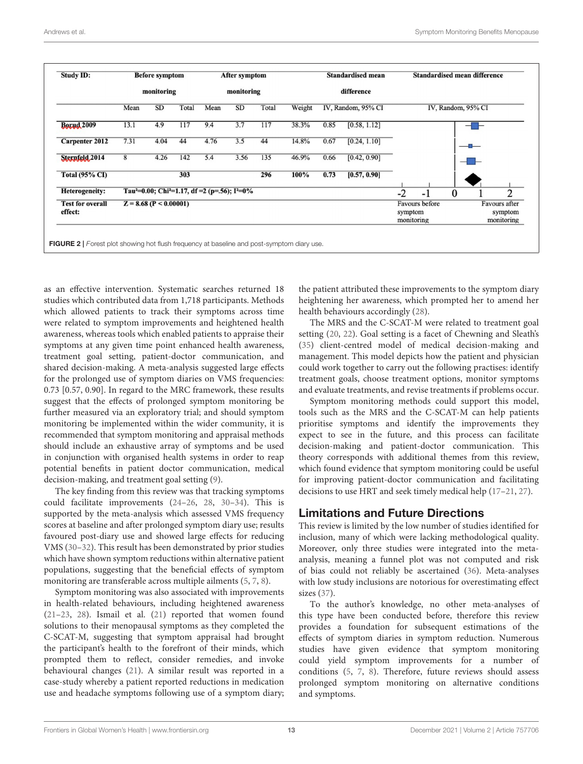| Study ID: | Before symptom monitoring | | | After symptom monitoring | | | | Standardised mean difference | | Standardised mean difference |
|---|---|---|---|---|---|---|---|---|---|---|
| | Mean | SD | Total | Mean | SD | Total | Weight | IV, Random, 95% CI | | IV, Random, 95% CI |
| Borud 2009 | 13.1 | 4.9 | 117 | 9.4 | 3.7 | 117 | 38.3% | 0.85 | [0.58, 1.12] | |
| Carpenter 2012 | 7.31 | 4.04 | 44 | 4.76 | 3.5 | 44 | 14.8% | 0.67 | [0.24, 1.10] | |
| Sternfeld 2014 | 8 | 4.26 | 142 | 5.4 | 3.56 | 135 | 46.9% | 0.66 | [0.42, 0.90] | |
| Total (95% CI) | | | 303 | | | 296 | 100% | 0.73 | [0.57, 0.90] | |
| Heterogeneity: | Tau²=0.00; Chi²=1.17, df =2 (p=.56); I²=0% | | | | | | | | | -2 -1 0 1 2 |
| Test for overall effect: | Z = 8.68 (P < 0.00001) | | | | | | | | | Favours before symptom monitoring / Favours after symptom monitoring |

**FIGURE 2** | *Forest plot showing hot flush frequency at baseline and post-symptom diary use.*

as an effective intervention. Systematic searches returned 18 studies which contributed data from 1,718 participants. Methods which allowed patients to track their symptoms across time were related to symptom improvements and heightened health awareness, whereas tools which enabled patients to appraise their symptoms at any given time point enhanced health awareness, treatment goal setting, patient-doctor communication, and shared decision-making. A meta-analysis suggested large effects for the prolonged use of symptom diaries on VMS frequencies: 0.73 [0.57, 0.90]. In regard to the MRC framework, these results suggest that the effects of prolonged symptom monitoring be further measured via an exploratory trial; and should symptom monitoring be implemented within the wider community, it is recommended that symptom monitoring and appraisal methods should include an exhaustive array of symptoms and be used in conjunction with organised health systems in order to reap potential benefits in patient doctor communication, medical decision-making, and treatment goal setting (9).

The key finding from this review was that tracking symptoms could facilitate improvements (24–26, 28, 30–34). This is supported by the meta-analysis which assessed VMS frequency scores at baseline and after prolonged symptom diary use; results favoured post-diary use and showed large effects for reducing VMS (30–32). This result has been demonstrated by prior studies which have shown symptom reductions within alternative patient populations, suggesting that the beneficial effects of symptom monitoring are transferable across multiple ailments (5, 7, 8).

Symptom monitoring was also associated with improvements in health-related behaviours, including heightened awareness (21–23, 28). Ismail et al. (21) reported that women found solutions to their menopausal symptoms as they completed the C-SCAT-M, suggesting that symptom appraisal had brought the participant's health to the forefront of their minds, which prompted them to reflect, consider remedies, and invoke behavioural changes (21). A similar result was reported in a case-study whereby a patient reported reductions in medication use and headache symptoms following use of a symptom diary; the patient attributed these improvements to the symptom diary heightening her awareness, which prompted her to amend her health behaviours accordingly (28).

The MRS and the C-SCAT-M were related to treatment goal setting (20, 22). Goal setting is a facet of Chewning and Sleath's (35) client-centred model of medical decision-making and management. This model depicts how the patient and physician could work together to carry out the following practises: identify treatment goals, choose treatment options, monitor symptoms and evaluate treatments, and revise treatments if problems occur.

Symptom monitoring methods could support this model, tools such as the MRS and the C-SCAT-M can help patients prioritise symptoms and identify the improvements they expect to see in the future, and this process can facilitate decision-making and patient-doctor communication. This theory corresponds with additional themes from this review, which found evidence that symptom monitoring could be useful for improving patient-doctor communication and facilitating decisions to use HRT and seek timely medical help (17–21, 27).

## Limitations and Future Directions

This review is limited by the low number of studies identified for inclusion, many of which were lacking methodological quality. Moreover, only three studies were integrated into the meta-analysis, meaning a funnel plot was not computed and risk of bias could not reliably be ascertained (36). Meta-analyses with low study inclusions are notorious for overestimating effect sizes (37).

To the author's knowledge, no other meta-analyses of this type have been conducted before, therefore this review provides a foundation for subsequent estimations of the effects of symptom diaries in symptom reduction. Numerous studies have given evidence that symptom monitoring could yield symptom improvements for a number of conditions (5, 7, 8). Therefore, future reviews should assess prolonged symptom monitoring on alternative conditions and symptoms.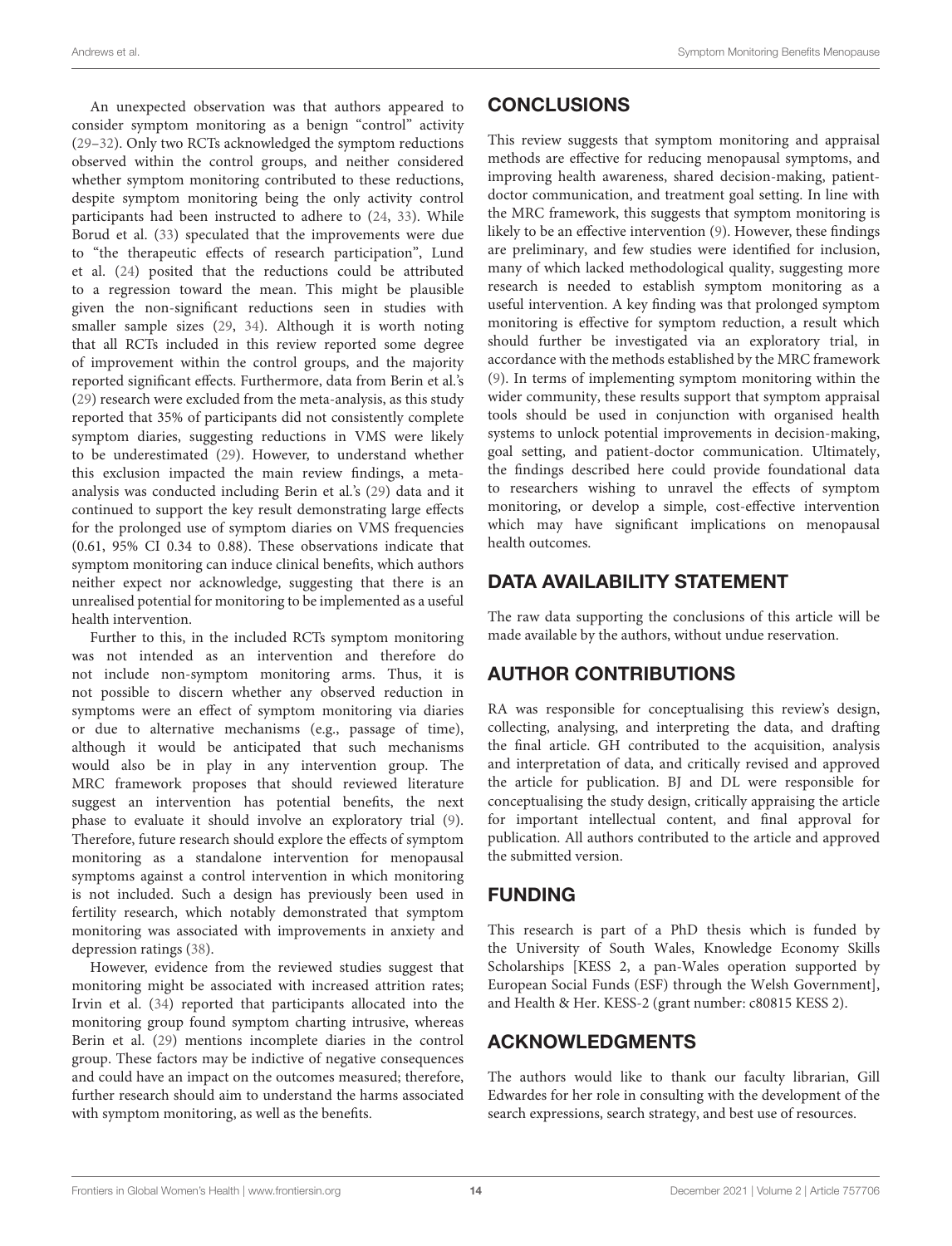An unexpected observation was that authors appeared to consider symptom monitoring as a benign "control" activity (29–32). Only two RCTs acknowledged the symptom reductions observed within the control groups, and neither considered whether symptom monitoring contributed to these reductions, despite symptom monitoring being the only activity control participants had been instructed to adhere to (24, 33). While Borud et al. (33) speculated that the improvements were due to "the therapeutic effects of research participation", Lund et al. (24) posited that the reductions could be attributed to a regression toward the mean. This might be plausible given the non-significant reductions seen in studies with smaller sample sizes (29, 34). Although it is worth noting that all RCTs included in this review reported some degree of improvement within the control groups, and the majority reported significant effects. Furthermore, data from Berin et al.'s (29) research were excluded from the meta-analysis, as this study reported that 35% of participants did not consistently complete symptom diaries, suggesting reductions in VMS were likely to be underestimated (29). However, to understand whether this exclusion impacted the main review findings, a meta-analysis was conducted including Berin et al.'s (29) data and it continued to support the key result demonstrating large effects for the prolonged use of symptom diaries on VMS frequencies (0.61, 95% CI 0.34 to 0.88). These observations indicate that symptom monitoring can induce clinical benefits, which authors neither expect nor acknowledge, suggesting that there is an unrealised potential for monitoring to be implemented as a useful health intervention.

Further to this, in the included RCTs symptom monitoring was not intended as an intervention and therefore do not include non-symptom monitoring arms. Thus, it is not possible to discern whether any observed reduction in symptoms were an effect of symptom monitoring via diaries or due to alternative mechanisms (e.g., passage of time), although it would be anticipated that such mechanisms would also be in play in any intervention group. The MRC framework proposes that should reviewed literature suggest an intervention has potential benefits, the next phase to evaluate it should involve an exploratory trial (9). Therefore, future research should explore the effects of symptom monitoring as a standalone intervention for menopausal symptoms against a control intervention in which monitoring is not included. Such a design has previously been used in fertility research, which notably demonstrated that symptom monitoring was associated with improvements in anxiety and depression ratings (38).

However, evidence from the reviewed studies suggest that monitoring might be associated with increased attrition rates; Irvin et al. (34) reported that participants allocated into the monitoring group found symptom charting intrusive, whereas Berin et al. (29) mentions incomplete diaries in the control group. These factors may be indictive of negative consequences and could have an impact on the outcomes measured; therefore, further research should aim to understand the harms associated with symptom monitoring, as well as the benefits.

## CONCLUSIONS

This review suggests that symptom monitoring and appraisal methods are effective for reducing menopausal symptoms, and improving health awareness, shared decision-making, patient-doctor communication, and treatment goal setting. In line with the MRC framework, this suggests that symptom monitoring is likely to be an effective intervention (9). However, these findings are preliminary, and few studies were identified for inclusion, many of which lacked methodological quality, suggesting more research is needed to establish symptom monitoring as a useful intervention. A key finding was that prolonged symptom monitoring is effective for symptom reduction, a result which should further be investigated via an exploratory trial, in accordance with the methods established by the MRC framework (9). In terms of implementing symptom monitoring within the wider community, these results support that symptom appraisal tools should be used in conjunction with organised health systems to unlock potential improvements in decision-making, goal setting, and patient-doctor communication. Ultimately, the findings described here could provide foundational data to researchers wishing to unravel the effects of symptom monitoring, or develop a simple, cost-effective intervention which may have significant implications on menopausal health outcomes.

## DATA AVAILABILITY STATEMENT

The raw data supporting the conclusions of this article will be made available by the authors, without undue reservation.

## AUTHOR CONTRIBUTIONS

RA was responsible for conceptualising this review's design, collecting, analysing, and interpreting the data, and drafting the final article. GH contributed to the acquisition, analysis and interpretation of data, and critically revised and approved the article for publication. BJ and DL were responsible for conceptualising the study design, critically appraising the article for important intellectual content, and final approval for publication. All authors contributed to the article and approved the submitted version.

## FUNDING

This research is part of a PhD thesis which is funded by the University of South Wales, Knowledge Economy Skills Scholarships [KESS 2, a pan-Wales operation supported by European Social Funds (ESF) through the Welsh Government], and Health & Her. KESS-2 (grant number: c80815 KESS 2).

## ACKNOWLEDGMENTS

The authors would like to thank our faculty librarian, Gill Edwardes for her role in consulting with the development of the search expressions, search strategy, and best use of resources.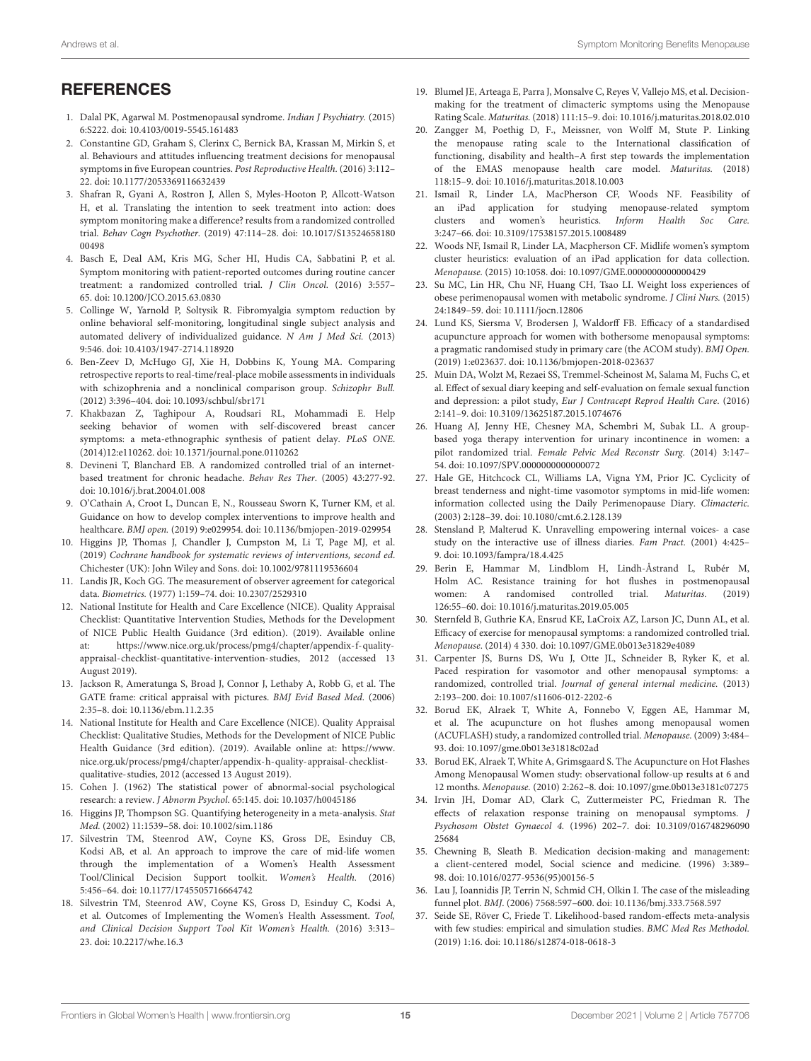## REFERENCES

1. Dalal PK, Agarwal M. Postmenopausal syndrome. *Indian J Psychiatry.* (2015) 6:S222. doi: 10.4103/0019-5545.161483
2. Constantine GD, Graham S, Clerinx C, Bernick BA, Krassan M, Mirkin S, et al. Behaviours and attitudes influencing treatment decisions for menopausal symptoms in five European countries. *Post Reproductive Health.* (2016) 3:112–22. doi: 10.1177/2053369116632439
3. Shafran R, Gyani A, Rostron J, Allen S, Myles-Hooton P, Allcott-Watson H, et al. Translating the intention to seek treatment into action: does symptom monitoring make a difference? results from a randomized controlled trial. *Behav Cogn Psychother.* (2019) 47:114–28. doi: 10.1017/S1352465818000498
4. Basch E, Deal AM, Kris MG, Scher HI, Hudis CA, Sabbatini P, et al. Symptom monitoring with patient-reported outcomes during routine cancer treatment: a randomized controlled trial. *J Clin Oncol.* (2016) 3:557–65. doi: 10.1200/JCO.2015.63.0830
5. Collinge W, Yarnold P, Soltysik R. Fibromyalgia symptom reduction by online behavioral self-monitoring, longitudinal single subject analysis and automated delivery of individualized guidance. *N Am J Med Sci.* (2013) 9:546. doi: 10.4103/1947-2714.118920
6. Ben-Zeev D, McHugo GJ, Xie H, Dobbins K, Young MA. Comparing retrospective reports to real-time/real-place mobile assessments in individuals with schizophrenia and a nonclinical comparison group. *Schizophr Bull.* (2012) 3:396–404. doi: 10.1093/schbul/sbr171
7. Khakbazan Z, Taghipour A, Roudsari RL, Mohammadi E. Help seeking behavior of women with self-discovered breast cancer symptoms: a meta-ethnographic synthesis of patient delay. *PLoS ONE.* (2014)12:e110262. doi: 10.1371/journal.pone.0110262
8. Devineni T, Blanchard EB. A randomized controlled trial of an internet-based treatment for chronic headache. *Behav Res Ther.* (2005) 43:277-92. doi: 10.1016/j.brat.2004.01.008
9. O'Cathain A, Croot L, Duncan E, N., Rousseau Sworn K, Turner KM, et al. Guidance on how to develop complex interventions to improve health and healthcare. *BMJ open.* (2019) 9:e029954. doi: 10.1136/bmjopen-2019-029954
10. Higgins JP, Thomas J, Chandler J, Cumpston M, Li T, Page MJ, et al. (2019) *Cochrane handbook for systematic reviews of interventions, second ed.* Chichester (UK): John Wiley and Sons. doi: 10.1002/9781119536604
11. Landis JR, Koch GG. The measurement of observer agreement for categorical data. *Biometrics.* (1977) 1:159–74. doi: 10.2307/2529310
12. National Institute for Health and Care Excellence (NICE). Quality Appraisal Checklist: Quantitative Intervention Studies, Methods for the Development of NICE Public Health Guidance (3rd edition). (2019). Available online at: https://www.nice.org.uk/process/pmg4/chapter/appendix-f-quality-appraisal-checklist-quantitative-intervention-studies, 2012 (accessed 13 August 2019).
13. Jackson R, Ameratunga S, Broad J, Connor J, Lethaby A, Robb G, et al. The GATE frame: critical appraisal with pictures. *BMJ Evid Based Med.* (2006) 2:35–8. doi: 10.1136/ebm.11.2.35
14. National Institute for Health and Care Excellence (NICE). Quality Appraisal Checklist: Qualitative Studies, Methods for the Development of NICE Public Health Guidance (3rd edition). (2019). Available online at: https://www.nice.org.uk/process/pmg4/chapter/appendix-h-quality-appraisal-checklist-qualitative-studies, 2012 (accessed 13 August 2019).
15. Cohen J. (1962) The statistical power of abnormal-social psychological research: a review. *J Abnorm Psychol.* 65:145. doi: 10.1037/h0045186
16. Higgins JP, Thompson SG. Quantifying heterogeneity in a meta-analysis. *Stat Med.* (2002) 11:1539–58. doi: 10.1002/sim.1186
17. Silvestrin TM, Steenrod AW, Coyne KS, Gross DE, Esinduy CB, Kodsi AB, et al. An approach to improve the care of mid-life women through the implementation of a Women's Health Assessment Tool/Clinical Decision Support toolkit. *Women's Health.* (2016) 5:456–64. doi: 10.1177/1745505716664742
18. Silvestrin TM, Steenrod AW, Coyne KS, Gross D, Esinduy C, Kodsi A, et al. Outcomes of Implementing the Women's Health Assessment. *Tool, and Clinical Decision Support Tool Kit Women's Health.* (2016) 3:313–23. doi: 10.2217/whe.16.3
19. Blumel JE, Arteaga E, Parra J, Monsalve C, Reyes V, Vallejo MS, et al. Decision-making for the treatment of climacteric symptoms using the Menopause Rating Scale. *Maturitas.* (2018) 111:15–9. doi: 10.1016/j.maturitas.2018.02.010
20. Zangger M, Poethig D, F., Meissner, von Wolff M, Stute P. Linking the menopause rating scale to the International classification of functioning, disability and health–A first step towards the implementation of the EMAS menopause health care model. *Maturitas.* (2018) 118:15–9. doi: 10.1016/j.maturitas.2018.10.003
21. Ismail R, Linder LA, MacPherson CF, Woods NF. Feasibility of an iPad application for studying menopause-related symptom clusters and women's heuristics. *Inform Health Soc Care.* 3:247–66. doi: 10.3109/17538157.2015.1008489
22. Woods NF, Ismail R, Linder LA, Macpherson CF. Midlife women's symptom cluster heuristics: evaluation of an iPad application for data collection. *Menopause.* (2015) 10:1058. doi: 10.1097/GME.0000000000000429
23. Su MC, Lin HR, Chu NF, Huang CH, Tsao LI. Weight loss experiences of obese perimenopausal women with metabolic syndrome. *J Clini Nurs.* (2015) 24:1849–59. doi: 10.1111/jocn.12806
24. Lund KS, Siersma V, Brodersen J, Waldorff FB. Efficacy of a standardised acupuncture approach for women with bothersome menopausal symptoms: a pragmatic randomised study in primary care (the ACOM study). *BMJ Open.* (2019) 1:e023637. doi: 10.1136/bmjopen-2018-023637
25. Muin DA, Wolzt M, Rezaei SS, Tremmel-Scheinost M, Salama M, Fuchs C, et al. Effect of sexual diary keeping and self-evaluation on female sexual function and depression: a pilot study, *Eur J Contracept Reprod Health Care.* (2016) 2:141–9. doi: 10.3109/13625187.2015.1074676
26. Huang AJ, Jenny HE, Chesney MA, Schembri M, Subak LL. A group-based yoga therapy intervention for urinary incontinence in women: a pilot randomized trial. *Female Pelvic Med Reconstr Surg.* (2014) 3:147–54. doi: 10.1097/SPV.0000000000000072
27. Hale GE, Hitchcock CL, Williams LA, Vigna YM, Prior JC. Cyclicity of breast tenderness and night-time vasomotor symptoms in mid-life women: information collected using the Daily Perimenopause Diary. *Climacteric.* (2003) 2:128–39. doi: 10.1080/cmt.6.2.128.139
28. Stensland P, Malterud K. Unravelling empowering internal voices- a case study on the interactive use of illness diaries. *Fam Pract.* (2001) 4:425–9. doi: 10.1093/fampra/18.4.425
29. Berin E, Hammar M, Lindblom H, Lindh-Åstrand L, Rubér M, Holm AC. Resistance training for hot flushes in postmenopausal women: A randomised controlled trial. *Maturitas.* (2019) 126:55–60. doi: 10.1016/j.maturitas.2019.05.005
30. Sternfeld B, Guthrie KA, Ensrud KE, LaCroix AZ, Larson JC, Dunn AL, et al. Efficacy of exercise for menopausal symptoms: a randomized controlled trial. *Menopause.* (2014) 4 330. doi: 10.1097/GME.0b013e31829e4089
31. Carpenter JS, Burns DS, Wu J, Otte JL, Schneider B, Ryker K, et al. Paced respiration for vasomotor and other menopausal symptoms: a randomized, controlled trial. *Journal of general internal medicine.* (2013) 2:193–200. doi: 10.1007/s11606-012-2202-6
32. Borud EK, Alraek T, White A, Fonnebo V, Eggen AE, Hammar M, et al. The acupuncture on hot flushes among menopausal women (ACUFLASH) study, a randomized controlled trial. *Menopause.* (2009) 3:484–93. doi: 10.1097/gme.0b013e31818c02ad
33. Borud EK, Alraek T, White A, Grimsgaard S. The Acupuncture on Hot Flashes Among Menopausal Women study: observational follow-up results at 6 and 12 months. *Menopause.* (2010) 2:262–8. doi: 10.1097/gme.0b013e3181c07275
34. Irvin JH, Domar AD, Clark C, Zuttermeister PC, Friedman R. The effects of relaxation response training on menopausal symptoms. *J Psychosom Obstet Gynaecol 4.* (1996) 202–7. doi: 10.3109/01674829609025684
35. Chewning B, Sleath B. Medication decision-making and management: a client-centered model, Social science and medicine. (1996) 3:389–98. doi: 10.1016/0277-9536(95)00156-5
36. Lau J, Ioannidis JP, Terrin N, Schmid CH, Olkin I. The case of the misleading funnel plot. *BMJ.* (2006) 7568:597–600. doi: 10.1136/bmj.333.7568.597
37. Seide SE, Röver C, Friede T. Likelihood-based random-effects meta-analysis with few studies: empirical and simulation studies. *BMC Med Res Methodol.* (2019) 1:16. doi: 10.1186/s12874-018-0618-3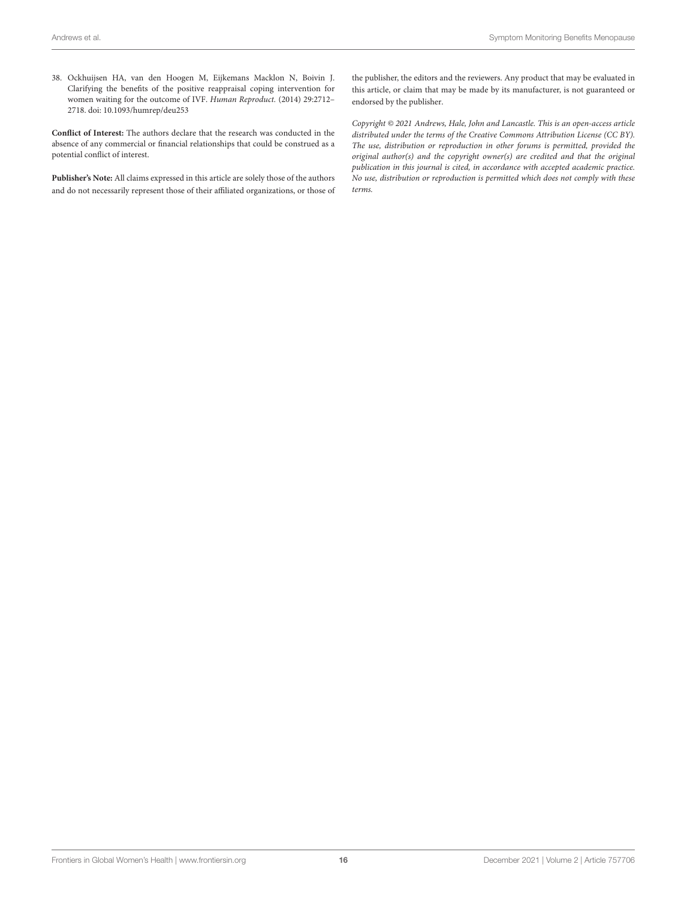38. Ockhuijsen HA, van den Hoogen M, Eijkemans Macklon N, Boivin J. Clarifying the benefits of the positive reappraisal coping intervention for women waiting for the outcome of IVF. *Human Reproduct.* (2014) 29:2712–2718. doi: 10.1093/humrep/deu253

**Conflict of Interest:** The authors declare that the research was conducted in the absence of any commercial or financial relationships that could be construed as a potential conflict of interest.

**Publisher's Note:** All claims expressed in this article are solely those of the authors and do not necessarily represent those of their affiliated organizations, or those of the publisher, the editors and the reviewers. Any product that may be evaluated in this article, or claim that may be made by its manufacturer, is not guaranteed or endorsed by the publisher.

*Copyright © 2021 Andrews, Hale, John and Lancastle. This is an open-access article distributed under the terms of the Creative Commons Attribution License (CC BY). The use, distribution or reproduction in other forums is permitted, provided the original author(s) and the copyright owner(s) are credited and that the original publication in this journal is cited, in accordance with accepted academic practice. No use, distribution or reproduction is permitted which does not comply with these terms.*